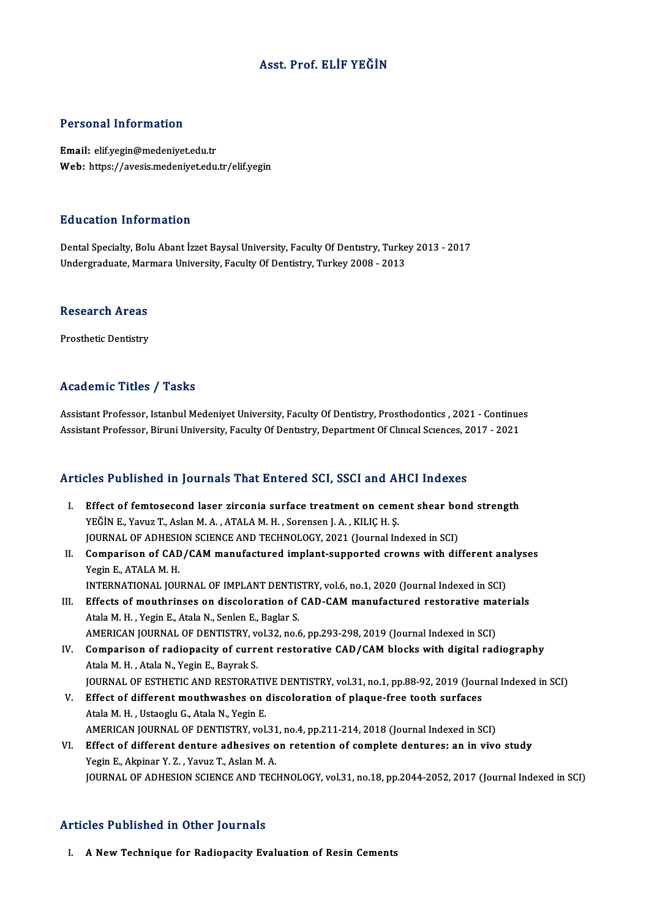# Asst. Prof. ELİF YEĞİN

## Personal Information

**Email:** elif.yegin@medeniyet.edu.tr
**Web:** https://avesis.medeniyet.edu.tr/elif.yegin

## Education Information

Dental Specialty, Bolu Abant İzzet Baysal University, Faculty Of Dentıstry, Turkey 2013 - 2017
Undergraduate, Marmara University, Faculty Of Dentistry, Turkey 2008 - 2013

## Research Areas

Prosthetic Dentistry

## Academic Titles / Tasks

Assistant Professor, Istanbul Medeniyet University, Faculty Of Dentistry, Prosthodontics , 2021 - Continues
Assistant Professor, Biruni University, Faculty Of Dentıstry, Department Of Clınıcal Scıences, 2017 - 2021

## Articles Published in Journals That Entered SCI, SSCI and AHCI Indexes

I. **Effect of femtosecond laser zirconia surface treatment on cement shear bond strength**
YEĞİN E., Yavuz T., Aslan M. A. , ATALA M. H. , Sorensen J. A. , KILIÇ H. Ş.
JOURNAL OF ADHESION SCIENCE AND TECHNOLOGY, 2021 (Journal Indexed in SCI)

II. **Comparison of CAD/CAM manufactured implant-supported crowns with different analyses**
Yegin E., ATALA M. H.
INTERNATIONAL JOURNAL OF IMPLANT DENTISTRY, vol.6, no.1, 2020 (Journal Indexed in SCI)

III. **Effects of mouthrinses on discoloration of CAD-CAM manufactured restorative materials**
Atala M. H. , Yegin E., Atala N., Senlen E., Baglar S.
AMERICAN JOURNAL OF DENTISTRY, vol.32, no.6, pp.293-298, 2019 (Journal Indexed in SCI)

IV. **Comparison of radiopacity of current restorative CAD/CAM blocks with digital radiography**
Atala M. H. , Atala N., Yegin E., Bayrak S.
JOURNAL OF ESTHETIC AND RESTORATIVE DENTISTRY, vol.31, no.1, pp.88-92, 2019 (Journal Indexed in SCI)

V. **Effect of different mouthwashes on discoloration of plaque-free tooth surfaces**
Atala M. H. , Ustaoglu G., Atala N., Yegin E.
AMERICAN JOURNAL OF DENTISTRY, vol.31, no.4, pp.211-214, 2018 (Journal Indexed in SCI)

VI. **Effect of different denture adhesives on retention of complete dentures: an in vivo study**
Yegin E., Akpinar Y. Z. , Yavuz T., Aslan M. A.
JOURNAL OF ADHESION SCIENCE AND TECHNOLOGY, vol.31, no.18, pp.2044-2052, 2017 (Journal Indexed in SCI)

## Articles Published in Other Journals

I. **A New Technique for Radiopacity Evaluation of Resin Cements**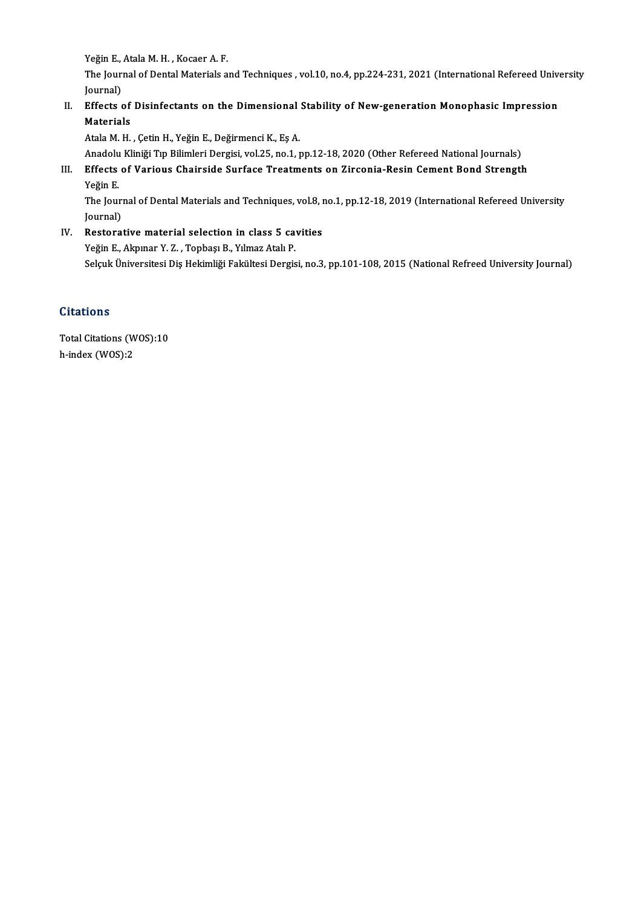Yeğin E., Atala M. H. , Kocaer A. F.
The Journal of Dental Materials and Techniques , vol.10, no.4, pp.224-231, 2021 (International Refereed University Journal)

II. **Effects of Disinfectants on the Dimensional Stability of New-generation Monophasic Impression Materials**
Atala M. H. , Çetin H., Yeğin E., Değirmenci K., Eş A.
Anadolu Kliniği Tıp Bilimleri Dergisi, vol.25, no.1, pp.12-18, 2020 (Other Refereed National Journals)

III. **Effects of Various Chairside Surface Treatments on Zirconia-Resin Cement Bond Strength**
Yeğin E.
The Journal of Dental Materials and Techniques, vol.8, no.1, pp.12-18, 2019 (International Refereed University Journal)

IV. **Restorative material selection in class 5 cavities**
Yeğin E., Akpınar Y. Z. , Topbaşı B., Yılmaz Atalı P.
Selçuk Üniversitesi Diş Hekimliği Fakültesi Dergisi, no.3, pp.101-108, 2015 (National Refreed University Journal)

## Citations

Total Citations (WOS):10
h-index (WOS):2